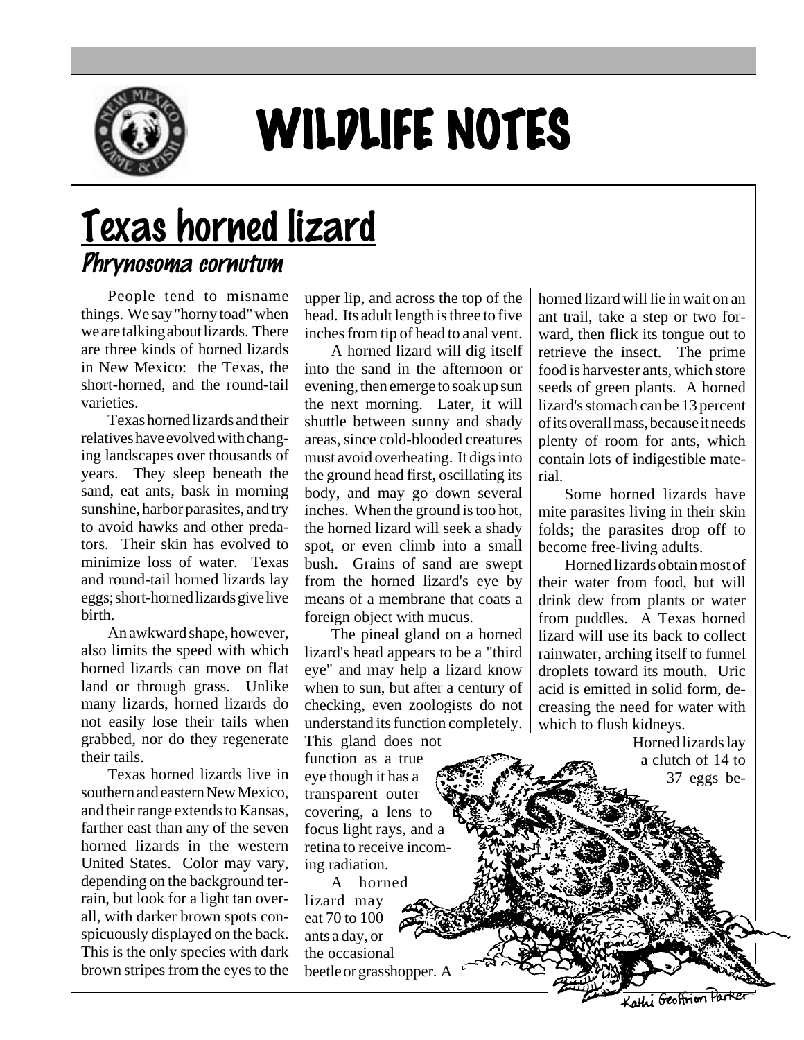# WILDLIFE NOTES

# Texas horned lizard

## *Phrynosoma cornutum*

People tend to misname things. We say "horny toad" when we are talking about lizards. There are three kinds of horned lizards in New Mexico: the Texas, the short-horned, and the round-tail varieties.

Texas horned lizards and their relatives have evolved with changing landscapes over thousands of years. They sleep beneath the sand, eat ants, bask in morning sunshine, harbor parasites, and try to avoid hawks and other predators. Their skin has evolved to minimize loss of water. Texas and round-tail horned lizards lay eggs; short-horned lizards give live birth.

An awkward shape, however, also limits the speed with which horned lizards can move on flat land or through grass. Unlike many lizards, horned lizards do not easily lose their tails when grabbed, nor do they regenerate their tails.

Texas horned lizards live in southern and eastern New Mexico, and their range extends to Kansas, farther east than any of the seven horned lizards in the western United States. Color may vary, depending on the background terrain, but look for a light tan overall, with darker brown spots conspicuously displayed on the back. This is the only species with dark brown stripes from the eyes to the upper lip, and across the top of the head. Its adult length is three to five inches from tip of head to anal vent.

A horned lizard will dig itself into the sand in the afternoon or evening, then emerge to soak up sun the next morning. Later, it will shuttle between sunny and shady areas, since cold-blooded creatures must avoid overheating. It digs into the ground head first, oscillating its body, and may go down several inches. When the ground is too hot, the horned lizard will seek a shady spot, or even climb into a small bush. Grains of sand are swept from the horned lizard's eye by means of a membrane that coats a foreign object with mucus.

The pineal gland on a horned lizard's head appears to be a "third eye" and may help a lizard know when to sun, but after a century of checking, even zoologists do not understand its function completely. This gland does not function as a true eye though it has a transparent outer covering, a lens to focus light rays, and a retina to receive incoming radiation.

A horned lizard may eat 70 to 100 ants a day, or the occasional beetle or grasshopper. A horned lizard will lie in wait on an ant trail, take a step or two forward, then flick its tongue out to retrieve the insect. The prime food is harvester ants, which store seeds of green plants. A horned lizard's stomach can be 13 percent of its overall mass, because it needs plenty of room for ants, which contain lots of indigestible material.

Some horned lizards have mite parasites living in their skin folds; the parasites drop off to become free-living adults.

Horned lizards obtain most of their water from food, but will drink dew from plants or water from puddles. A Texas horned lizard will use its back to collect rainwater, arching itself to funnel droplets toward its mouth. Uric acid is emitted in solid form, decreasing the need for water with which to flush kidneys.

Horned lizards lay a clutch of 14 to 37 eggs be-

Kathi Geoffrion Parker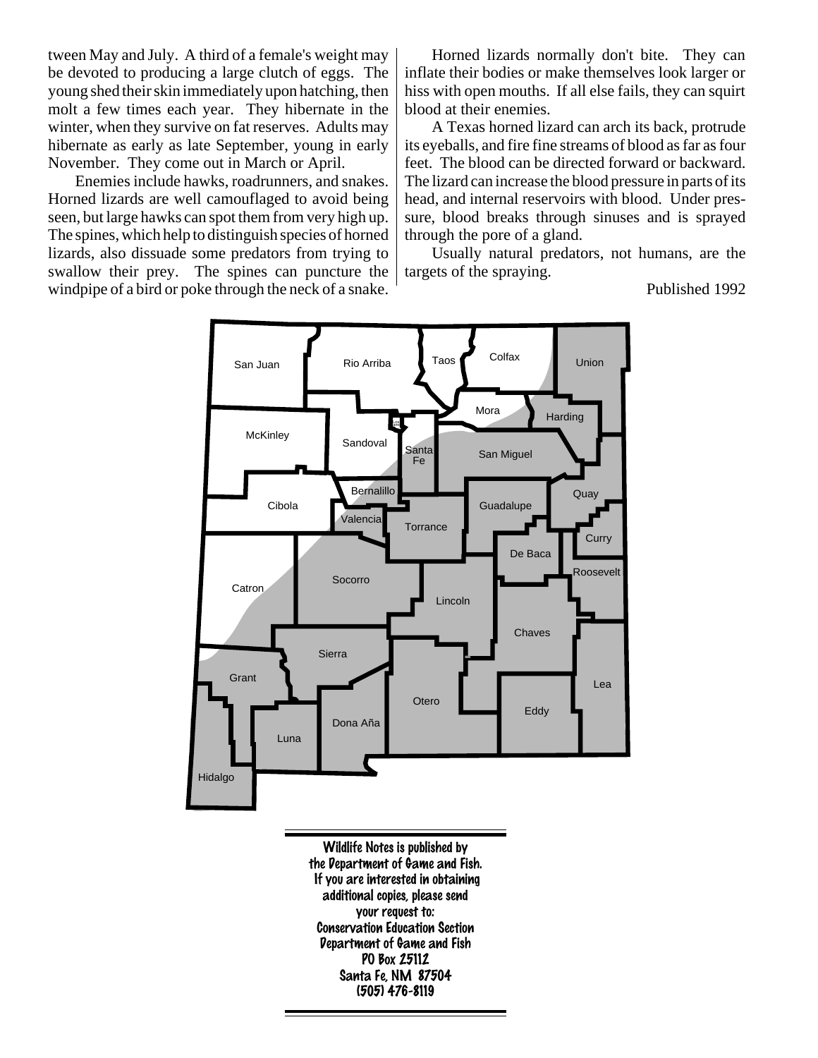tween May and July. A third of a female's weight may be devoted to producing a large clutch of eggs. The young shed their skin immediately upon hatching, then molt a few times each year. They hibernate in the winter, when they survive on fat reserves. Adults may hibernate as early as late September, young in early November. They come out in March or April.

Enemies include hawks, roadrunners, and snakes. Horned lizards are well camouflaged to avoid being seen, but large hawks can spot them from very high up. The spines, which help to distinguish species of horned lizards, also dissuade some predators from trying to swallow their prey. The spines can puncture the windpipe of a bird or poke through the neck of a snake.

Horned lizards normally don't bite. They can inflate their bodies or make themselves look larger or hiss with open mouths. If all else fails, they can squirt blood at their enemies.

A Texas horned lizard can arch its back, protrude its eyeballs, and fire fine streams of blood as far as four feet. The blood can be directed forward or backward. The lizard can increase the blood pressure in parts of its head, and internal reservoirs with blood. Under pressure, blood breaks through sinuses and is sprayed through the pore of a gland.

Usually natural predators, not humans, are the targets of the spraying.

Published 1992

San Juan
Rio Arriba
Taos
Colfax
Union
Mora
Harding
McKinley
Sandoval
Santa Fe
San Miguel
Bernalillo
Quay
Cibola
Valencia
Guadalupe
Torrance
Curry
De Baca
Roosevelt
Catron
Socorro
Lincoln
Chaves
Sierra
Grant
Lea
Otero
Eddy
Dona Aña
Luna
Hidalgo

Wildlife Notes is published by the Department of Game and Fish. If you are interested in obtaining additional copies, please send your request to:
Conservation Education Section
Department of Game and Fish
PO Box 25112
Santa Fe, NM 87504
(505) 476-8119